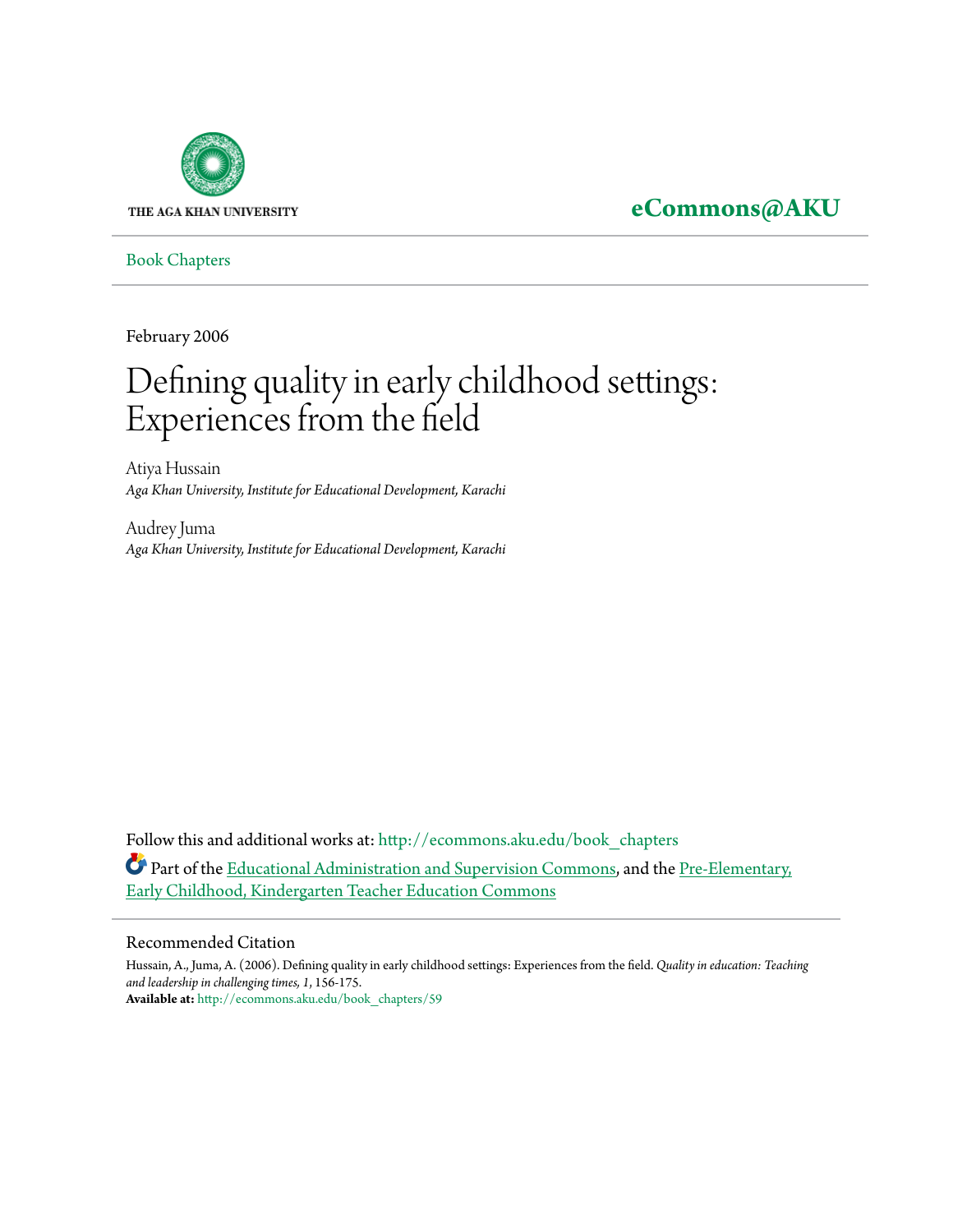THE AGA KHAN UNIVERSITY

**eCommons@AKU**

Book Chapters

February 2006

# Defining quality in early childhood settings: Experiences from the field

Atiya Hussain
*Aga Khan University, Institute for Educational Development, Karachi*

Audrey Juma
*Aga Khan University, Institute for Educational Development, Karachi*

Follow this and additional works at: http://ecommons.aku.edu/book_chapters

Part of the Educational Administration and Supervision Commons, and the Pre-Elementary, Early Childhood, Kindergarten Teacher Education Commons

## Recommended Citation

Hussain, A., Juma, A. (2006). Defining quality in early childhood settings: Experiences from the field. *Quality in education: Teaching and leadership in challenging times, 1*, 156-175.
**Available at:** http://ecommons.aku.edu/book_chapters/59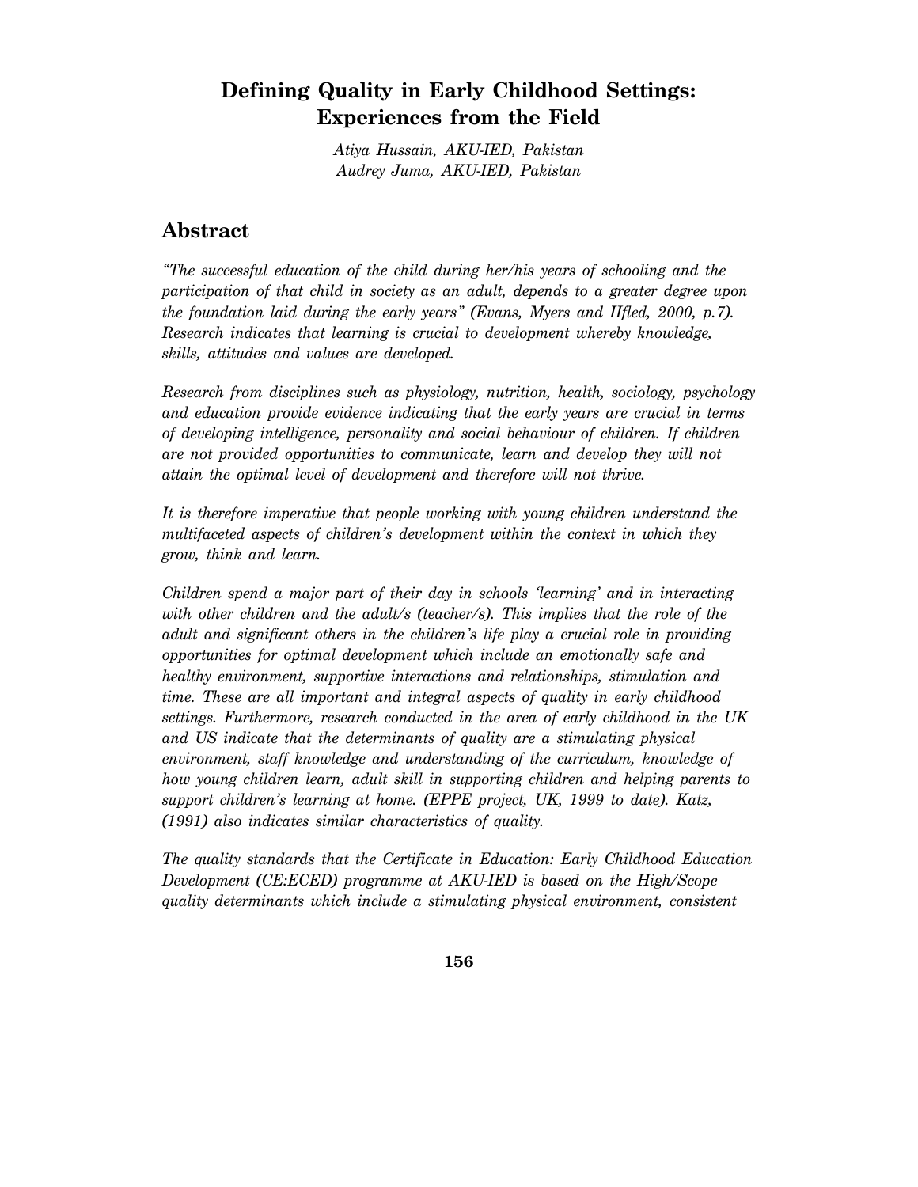# Defining Quality in Early Childhood Settings: Experiences from the Field

*Atiya Hussain, AKU-IED, Pakistan*
*Audrey Juma, AKU-IED, Pakistan*

## Abstract

*"The successful education of the child during her/his years of schooling and the participation of that child in society as an adult, depends to a greater degree upon the foundation laid during the early years" (Evans, Myers and IIfled, 2000, p.7). Research indicates that learning is crucial to development whereby knowledge, skills, attitudes and values are developed.*

*Research from disciplines such as physiology, nutrition, health, sociology, psychology and education provide evidence indicating that the early years are crucial in terms of developing intelligence, personality and social behaviour of children. If children are not provided opportunities to communicate, learn and develop they will not attain the optimal level of development and therefore will not thrive.*

*It is therefore imperative that people working with young children understand the multifaceted aspects of children's development within the context in which they grow, think and learn.*

*Children spend a major part of their day in schools 'learning' and in interacting with other children and the adult/s (teacher/s). This implies that the role of the adult and significant others in the children's life play a crucial role in providing opportunities for optimal development which include an emotionally safe and healthy environment, supportive interactions and relationships, stimulation and time. These are all important and integral aspects of quality in early childhood settings. Furthermore, research conducted in the area of early childhood in the UK and US indicate that the determinants of quality are a stimulating physical environment, staff knowledge and understanding of the curriculum, knowledge of how young children learn, adult skill in supporting children and helping parents to support children's learning at home. (EPPE project, UK, 1999 to date). Katz, (1991) also indicates similar characteristics of quality.*

*The quality standards that the Certificate in Education: Early Childhood Education Development (CE:ECED) programme at AKU-IED is based on the High/Scope quality determinants which include a stimulating physical environment, consistent*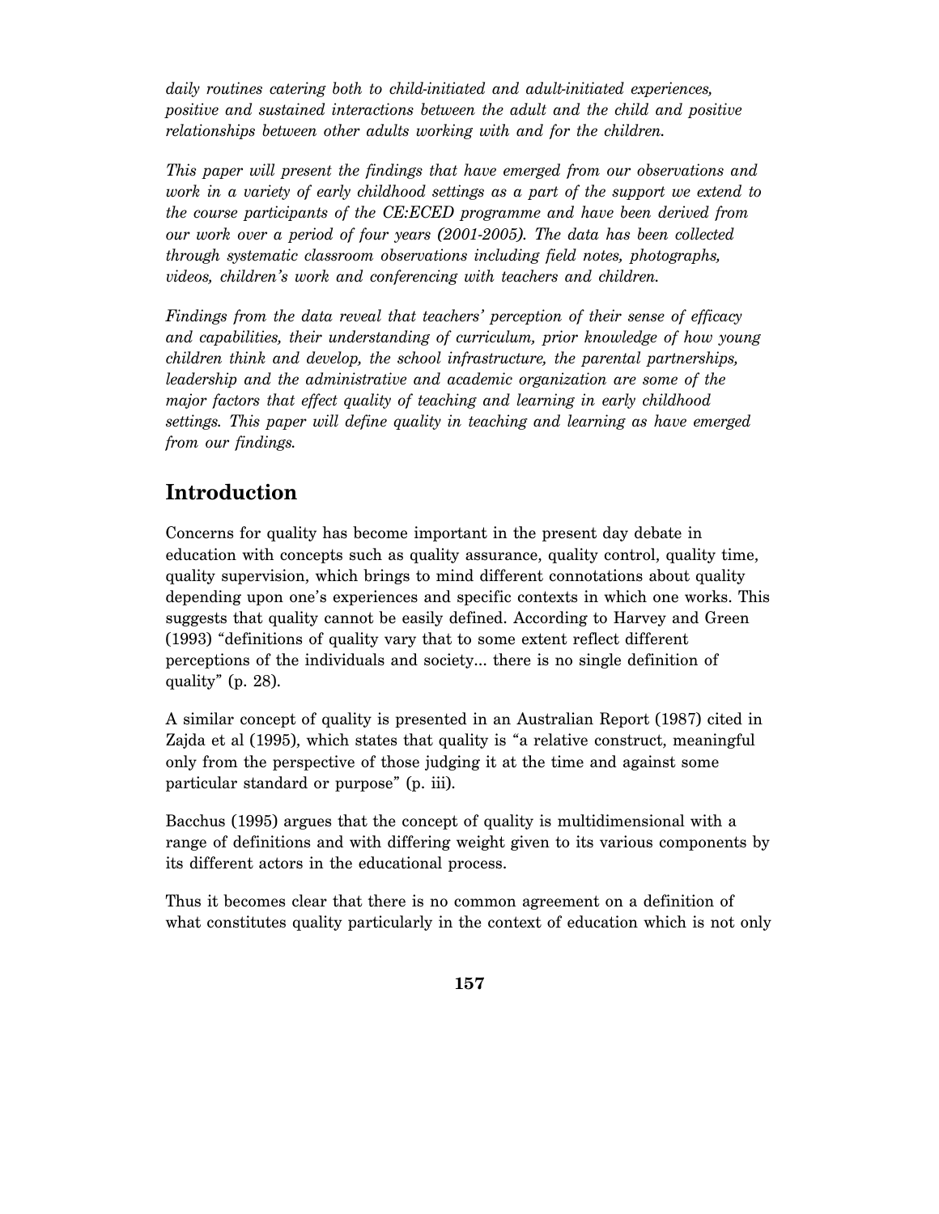*daily routines catering both to child-initiated and adult-initiated experiences, positive and sustained interactions between the adult and the child and positive relationships between other adults working with and for the children.*

*This paper will present the findings that have emerged from our observations and work in a variety of early childhood settings as a part of the support we extend to the course participants of the CE:ECED programme and have been derived from our work over a period of four years (2001-2005). The data has been collected through systematic classroom observations including field notes, photographs, videos, children's work and conferencing with teachers and children.*

*Findings from the data reveal that teachers' perception of their sense of efficacy and capabilities, their understanding of curriculum, prior knowledge of how young children think and develop, the school infrastructure, the parental partnerships, leadership and the administrative and academic organization are some of the major factors that effect quality of teaching and learning in early childhood settings. This paper will define quality in teaching and learning as have emerged from our findings.*

## Introduction

Concerns for quality has become important in the present day debate in education with concepts such as quality assurance, quality control, quality time, quality supervision, which brings to mind different connotations about quality depending upon one's experiences and specific contexts in which one works. This suggests that quality cannot be easily defined. According to Harvey and Green (1993) "definitions of quality vary that to some extent reflect different perceptions of the individuals and society... there is no single definition of quality" (p. 28).

A similar concept of quality is presented in an Australian Report (1987) cited in Zajda et al (1995), which states that quality is "a relative construct, meaningful only from the perspective of those judging it at the time and against some particular standard or purpose" (p. iii).

Bacchus (1995) argues that the concept of quality is multidimensional with a range of definitions and with differing weight given to its various components by its different actors in the educational process.

Thus it becomes clear that there is no common agreement on a definition of what constitutes quality particularly in the context of education which is not only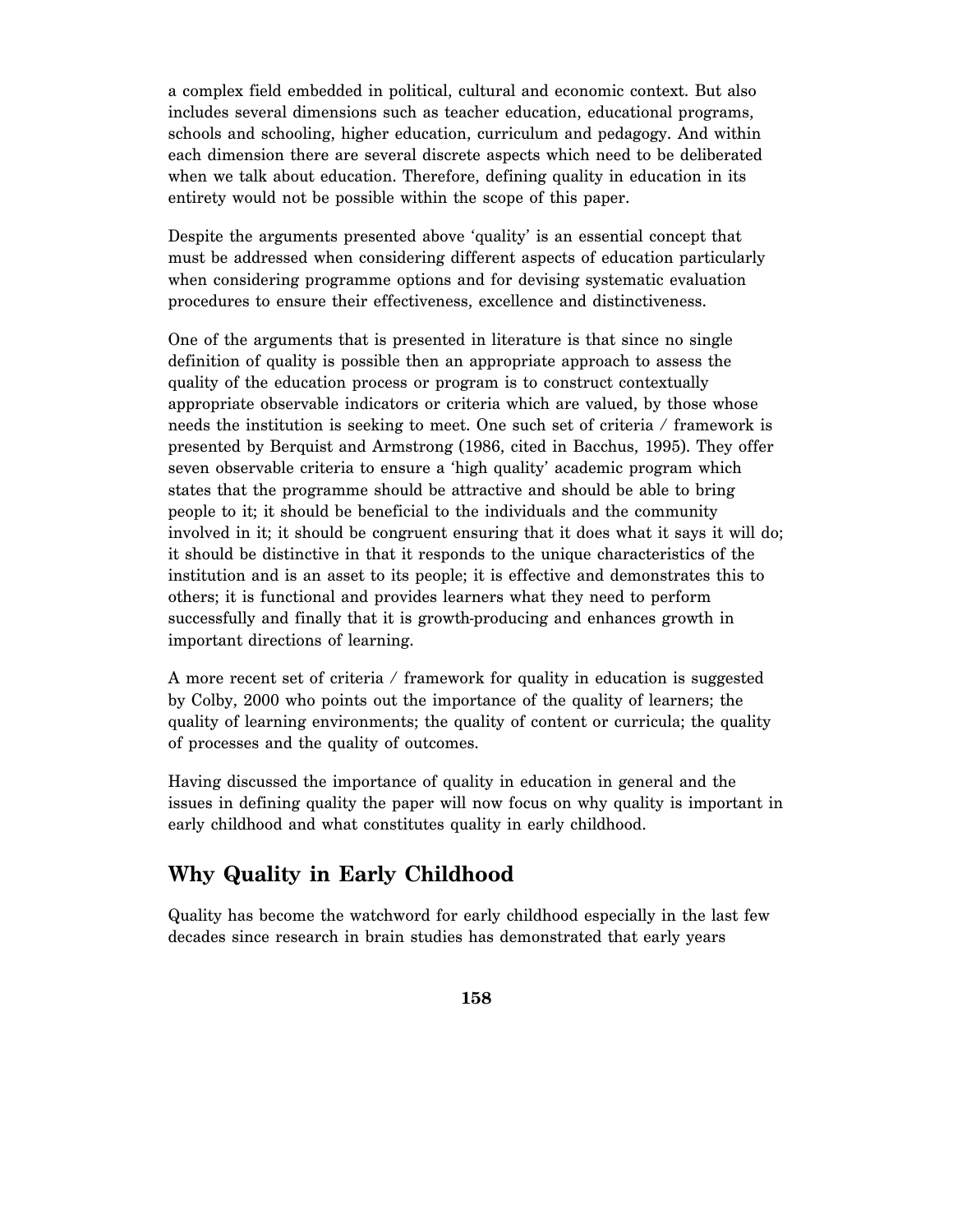a complex field embedded in political, cultural and economic context. But also includes several dimensions such as teacher education, educational programs, schools and schooling, higher education, curriculum and pedagogy. And within each dimension there are several discrete aspects which need to be deliberated when we talk about education. Therefore, defining quality in education in its entirety would not be possible within the scope of this paper.

Despite the arguments presented above 'quality' is an essential concept that must be addressed when considering different aspects of education particularly when considering programme options and for devising systematic evaluation procedures to ensure their effectiveness, excellence and distinctiveness.

One of the arguments that is presented in literature is that since no single definition of quality is possible then an appropriate approach to assess the quality of the education process or program is to construct contextually appropriate observable indicators or criteria which are valued, by those whose needs the institution is seeking to meet. One such set of criteria / framework is presented by Berquist and Armstrong (1986, cited in Bacchus, 1995). They offer seven observable criteria to ensure a 'high quality' academic program which states that the programme should be attractive and should be able to bring people to it; it should be beneficial to the individuals and the community involved in it; it should be congruent ensuring that it does what it says it will do; it should be distinctive in that it responds to the unique characteristics of the institution and is an asset to its people; it is effective and demonstrates this to others; it is functional and provides learners what they need to perform successfully and finally that it is growth-producing and enhances growth in important directions of learning.

A more recent set of criteria / framework for quality in education is suggested by Colby, 2000 who points out the importance of the quality of learners; the quality of learning environments; the quality of content or curricula; the quality of processes and the quality of outcomes.

Having discussed the importance of quality in education in general and the issues in defining quality the paper will now focus on why quality is important in early childhood and what constitutes quality in early childhood.

## Why Quality in Early Childhood

Quality has become the watchword for early childhood especially in the last few decades since research in brain studies has demonstrated that early years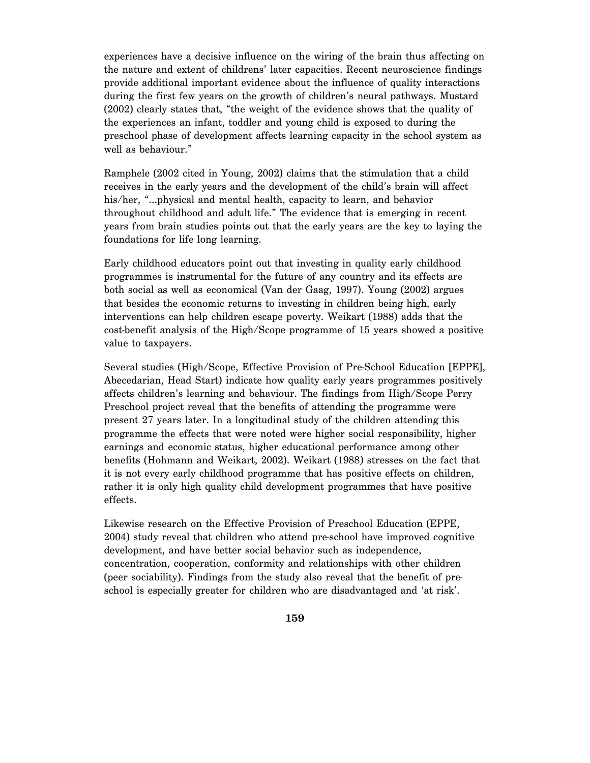experiences have a decisive influence on the wiring of the brain thus affecting on the nature and extent of childrens' later capacities. Recent neuroscience findings provide additional important evidence about the influence of quality interactions during the first few years on the growth of children's neural pathways. Mustard (2002) clearly states that, "the weight of the evidence shows that the quality of the experiences an infant, toddler and young child is exposed to during the preschool phase of development affects learning capacity in the school system as well as behaviour."

Ramphele (2002 cited in Young, 2002) claims that the stimulation that a child receives in the early years and the development of the child's brain will affect his/her, "...physical and mental health, capacity to learn, and behavior throughout childhood and adult life." The evidence that is emerging in recent years from brain studies points out that the early years are the key to laying the foundations for life long learning.

Early childhood educators point out that investing in quality early childhood programmes is instrumental for the future of any country and its effects are both social as well as economical (Van der Gaag, 1997). Young (2002) argues that besides the economic returns to investing in children being high, early interventions can help children escape poverty. Weikart (1988) adds that the cost-benefit analysis of the High/Scope programme of 15 years showed a positive value to taxpayers.

Several studies (High/Scope, Effective Provision of Pre-School Education [EPPE], Abecedarian, Head Start) indicate how quality early years programmes positively affects children's learning and behaviour. The findings from High/Scope Perry Preschool project reveal that the benefits of attending the programme were present 27 years later. In a longitudinal study of the children attending this programme the effects that were noted were higher social responsibility, higher earnings and economic status, higher educational performance among other benefits (Hohmann and Weikart, 2002). Weikart (1988) stresses on the fact that it is not every early childhood programme that has positive effects on children, rather it is only high quality child development programmes that have positive effects.

Likewise research on the Effective Provision of Preschool Education (EPPE, 2004) study reveal that children who attend pre-school have improved cognitive development, and have better social behavior such as independence, concentration, cooperation, conformity and relationships with other children (peer sociability). Findings from the study also reveal that the benefit of pre-school is especially greater for children who are disadvantaged and 'at risk'.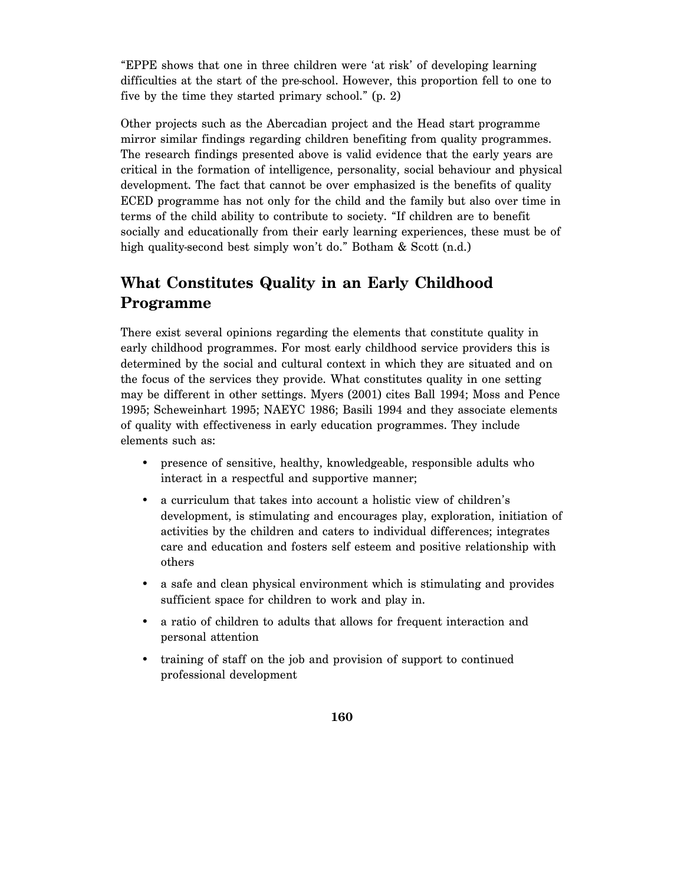"EPPE shows that one in three children were 'at risk' of developing learning difficulties at the start of the pre-school. However, this proportion fell to one to five by the time they started primary school." (p. 2)

Other projects such as the Abercadian project and the Head start programme mirror similar findings regarding children benefiting from quality programmes. The research findings presented above is valid evidence that the early years are critical in the formation of intelligence, personality, social behaviour and physical development. The fact that cannot be over emphasized is the benefits of quality ECED programme has not only for the child and the family but also over time in terms of the child ability to contribute to society. "If children are to benefit socially and educationally from their early learning experiences, these must be of high quality-second best simply won't do." Botham & Scott (n.d.)

## What Constitutes Quality in an Early Childhood Programme

There exist several opinions regarding the elements that constitute quality in early childhood programmes. For most early childhood service providers this is determined by the social and cultural context in which they are situated and on the focus of the services they provide. What constitutes quality in one setting may be different in other settings. Myers (2001) cites Ball 1994; Moss and Pence 1995; Scheweinhart 1995; NAEYC 1986; Basili 1994 and they associate elements of quality with effectiveness in early education programmes. They include elements such as:

- presence of sensitive, healthy, knowledgeable, responsible adults who interact in a respectful and supportive manner;
- a curriculum that takes into account a holistic view of children's development, is stimulating and encourages play, exploration, initiation of activities by the children and caters to individual differences; integrates care and education and fosters self esteem and positive relationship with others
- a safe and clean physical environment which is stimulating and provides sufficient space for children to work and play in.
- a ratio of children to adults that allows for frequent interaction and personal attention
- training of staff on the job and provision of support to continued professional development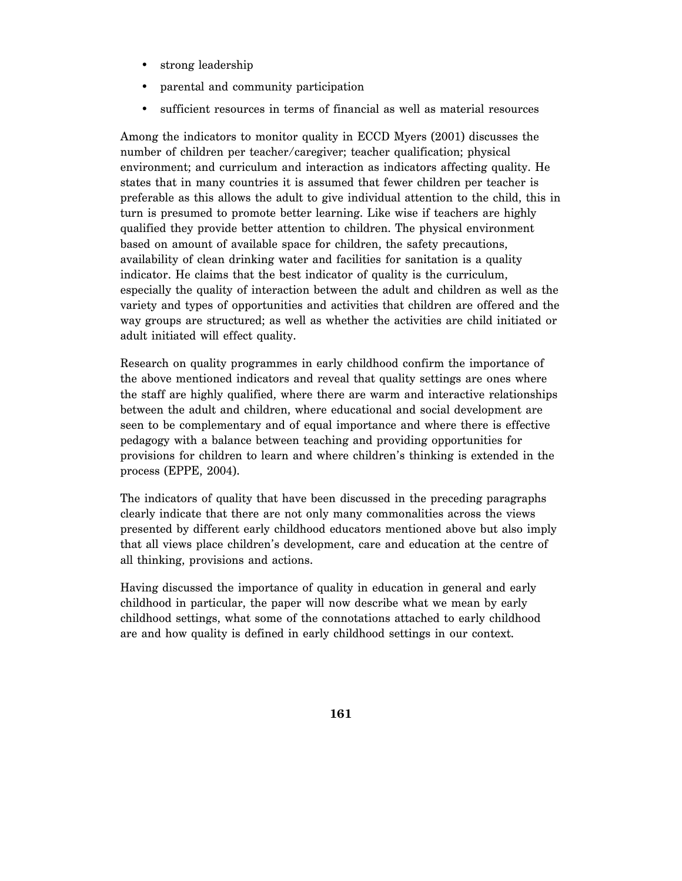- strong leadership
- parental and community participation
- sufficient resources in terms of financial as well as material resources

Among the indicators to monitor quality in ECCD Myers (2001) discusses the number of children per teacher/caregiver; teacher qualification; physical environment; and curriculum and interaction as indicators affecting quality. He states that in many countries it is assumed that fewer children per teacher is preferable as this allows the adult to give individual attention to the child, this in turn is presumed to promote better learning. Like wise if teachers are highly qualified they provide better attention to children. The physical environment based on amount of available space for children, the safety precautions, availability of clean drinking water and facilities for sanitation is a quality indicator. He claims that the best indicator of quality is the curriculum, especially the quality of interaction between the adult and children as well as the variety and types of opportunities and activities that children are offered and the way groups are structured; as well as whether the activities are child initiated or adult initiated will effect quality.

Research on quality programmes in early childhood confirm the importance of the above mentioned indicators and reveal that quality settings are ones where the staff are highly qualified, where there are warm and interactive relationships between the adult and children, where educational and social development are seen to be complementary and of equal importance and where there is effective pedagogy with a balance between teaching and providing opportunities for provisions for children to learn and where children's thinking is extended in the process (EPPE, 2004).

The indicators of quality that have been discussed in the preceding paragraphs clearly indicate that there are not only many commonalities across the views presented by different early childhood educators mentioned above but also imply that all views place children's development, care and education at the centre of all thinking, provisions and actions.

Having discussed the importance of quality in education in general and early childhood in particular, the paper will now describe what we mean by early childhood settings, what some of the connotations attached to early childhood are and how quality is defined in early childhood settings in our context.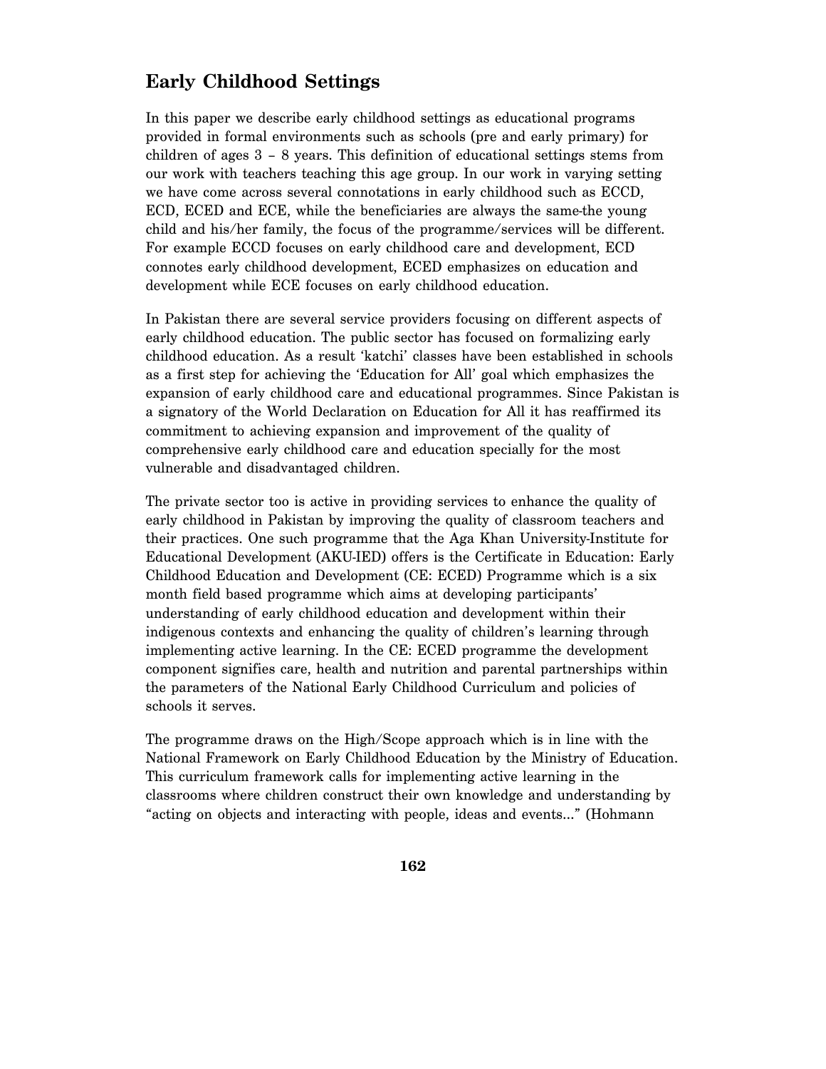## Early Childhood Settings

In this paper we describe early childhood settings as educational programs provided in formal environments such as schools (pre and early primary) for children of ages 3 – 8 years. This definition of educational settings stems from our work with teachers teaching this age group. In our work in varying setting we have come across several connotations in early childhood such as ECCD, ECD, ECED and ECE, while the beneficiaries are always the same-the young child and his/her family, the focus of the programme/services will be different. For example ECCD focuses on early childhood care and development, ECD connotes early childhood development, ECED emphasizes on education and development while ECE focuses on early childhood education.

In Pakistan there are several service providers focusing on different aspects of early childhood education. The public sector has focused on formalizing early childhood education. As a result 'katchi' classes have been established in schools as a first step for achieving the 'Education for All' goal which emphasizes the expansion of early childhood care and educational programmes. Since Pakistan is a signatory of the World Declaration on Education for All it has reaffirmed its commitment to achieving expansion and improvement of the quality of comprehensive early childhood care and education specially for the most vulnerable and disadvantaged children.

The private sector too is active in providing services to enhance the quality of early childhood in Pakistan by improving the quality of classroom teachers and their practices. One such programme that the Aga Khan University-Institute for Educational Development (AKU-IED) offers is the Certificate in Education: Early Childhood Education and Development (CE: ECED) Programme which is a six month field based programme which aims at developing participants' understanding of early childhood education and development within their indigenous contexts and enhancing the quality of children's learning through implementing active learning. In the CE: ECED programme the development component signifies care, health and nutrition and parental partnerships within the parameters of the National Early Childhood Curriculum and policies of schools it serves.

The programme draws on the High/Scope approach which is in line with the National Framework on Early Childhood Education by the Ministry of Education. This curriculum framework calls for implementing active learning in the classrooms where children construct their own knowledge and understanding by "acting on objects and interacting with people, ideas and events..." (Hohmann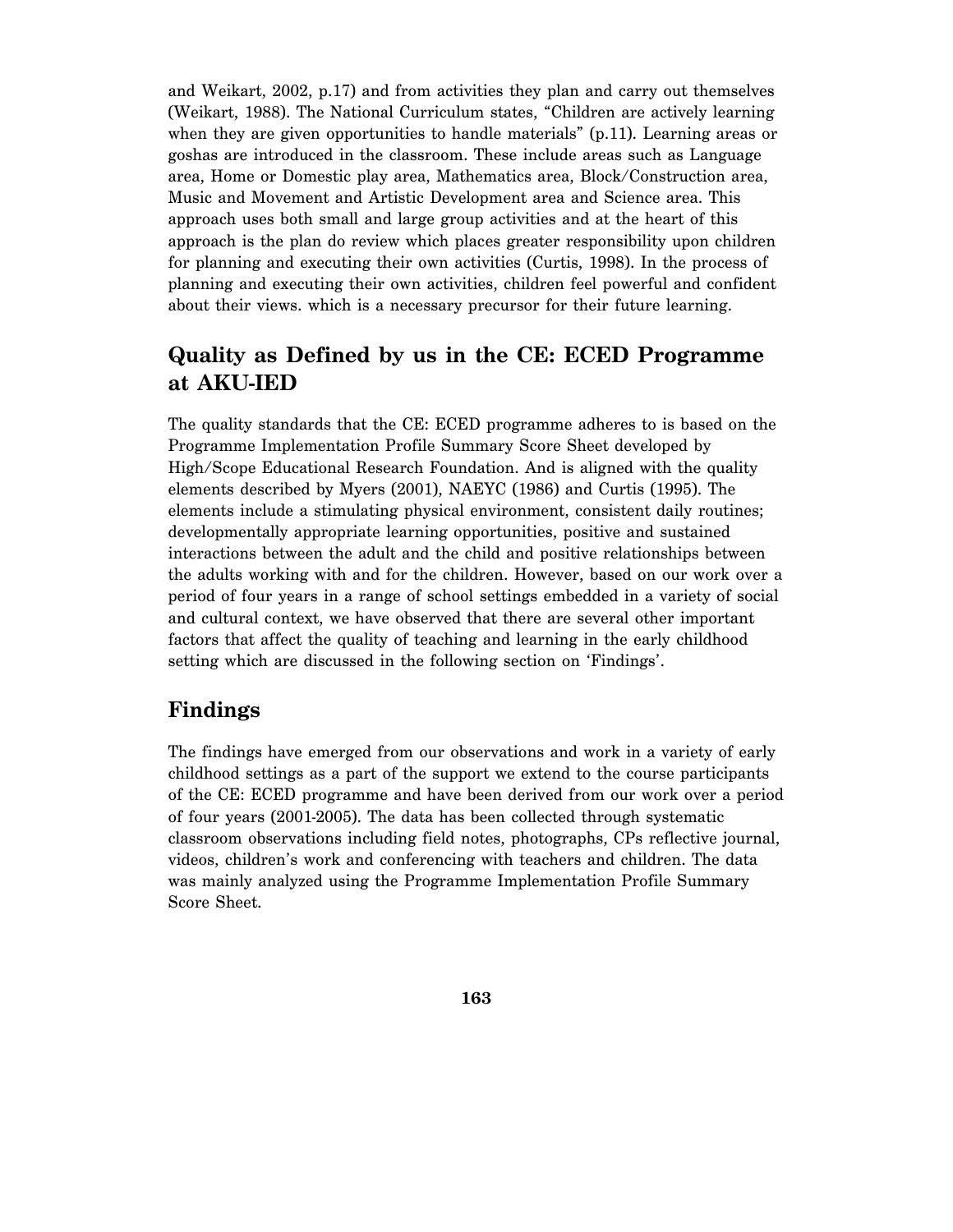and Weikart, 2002, p.17) and from activities they plan and carry out themselves (Weikart, 1988). The National Curriculum states, "Children are actively learning when they are given opportunities to handle materials" (p.11). Learning areas or goshas are introduced in the classroom. These include areas such as Language area, Home or Domestic play area, Mathematics area, Block/Construction area, Music and Movement and Artistic Development area and Science area. This approach uses both small and large group activities and at the heart of this approach is the plan do review which places greater responsibility upon children for planning and executing their own activities (Curtis, 1998). In the process of planning and executing their own activities, children feel powerful and confident about their views. which is a necessary precursor for their future learning.

## Quality as Defined by us in the CE: ECED Programme at AKU-IED

The quality standards that the CE: ECED programme adheres to is based on the Programme Implementation Profile Summary Score Sheet developed by High/Scope Educational Research Foundation. And is aligned with the quality elements described by Myers (2001), NAEYC (1986) and Curtis (1995). The elements include a stimulating physical environment, consistent daily routines; developmentally appropriate learning opportunities, positive and sustained interactions between the adult and the child and positive relationships between the adults working with and for the children. However, based on our work over a period of four years in a range of school settings embedded in a variety of social and cultural context, we have observed that there are several other important factors that affect the quality of teaching and learning in the early childhood setting which are discussed in the following section on 'Findings'.

## Findings

The findings have emerged from our observations and work in a variety of early childhood settings as a part of the support we extend to the course participants of the CE: ECED programme and have been derived from our work over a period of four years (2001-2005). The data has been collected through systematic classroom observations including field notes, photographs, CPs reflective journal, videos, children's work and conferencing with teachers and children. The data was mainly analyzed using the Programme Implementation Profile Summary Score Sheet.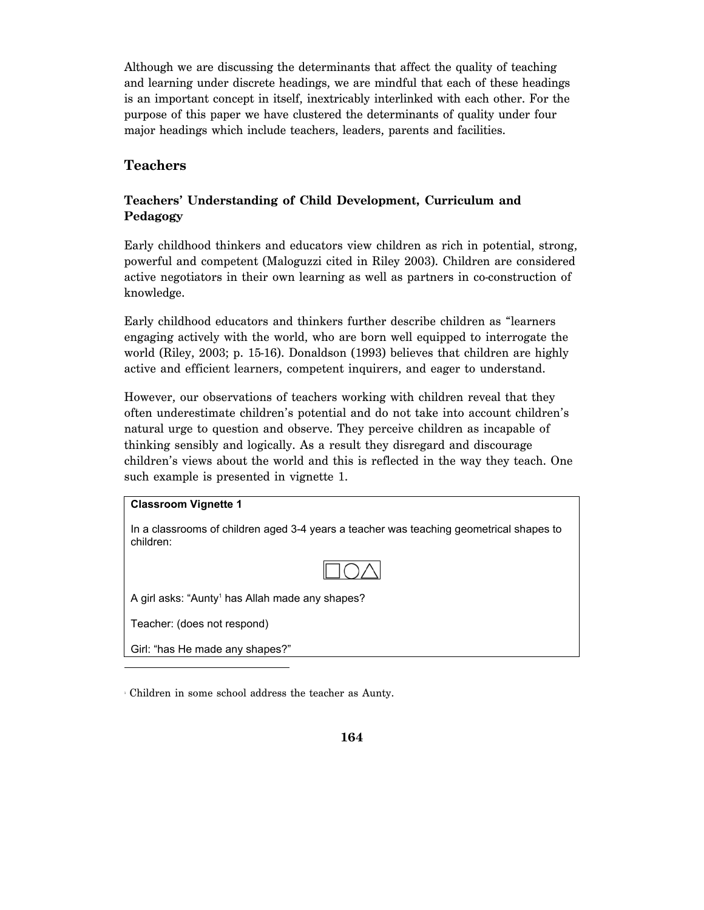Although we are discussing the determinants that affect the quality of teaching and learning under discrete headings, we are mindful that each of these headings is an important concept in itself, inextricably interlinked with each other. For the purpose of this paper we have clustered the determinants of quality under four major headings which include teachers, leaders, parents and facilities.

## Teachers

### Teachers' Understanding of Child Development, Curriculum and Pedagogy

Early childhood thinkers and educators view children as rich in potential, strong, powerful and competent (Maloguzzi cited in Riley 2003). Children are considered active negotiators in their own learning as well as partners in co-construction of knowledge.

Early childhood educators and thinkers further describe children as "learners engaging actively with the world, who are born well equipped to interrogate the world (Riley, 2003; p. 15-16). Donaldson (1993) believes that children are highly active and efficient learners, competent inquirers, and eager to understand.

However, our observations of teachers working with children reveal that they often underestimate children's potential and do not take into account children's natural urge to question and observe. They perceive children as incapable of thinking sensibly and logically. As a result they disregard and discourage children's views about the world and this is reflected in the way they teach. One such example is presented in vignette 1.

**Classroom Vignette 1**

In a classrooms of children aged 3-4 years a teacher was teaching geometrical shapes to children:

□○△

A girl asks: "Aunty[1] has Allah made any shapes?

Teacher: (does not respond)

Girl: "has He made any shapes?"

---

[1] Children in some school address the teacher as Aunty.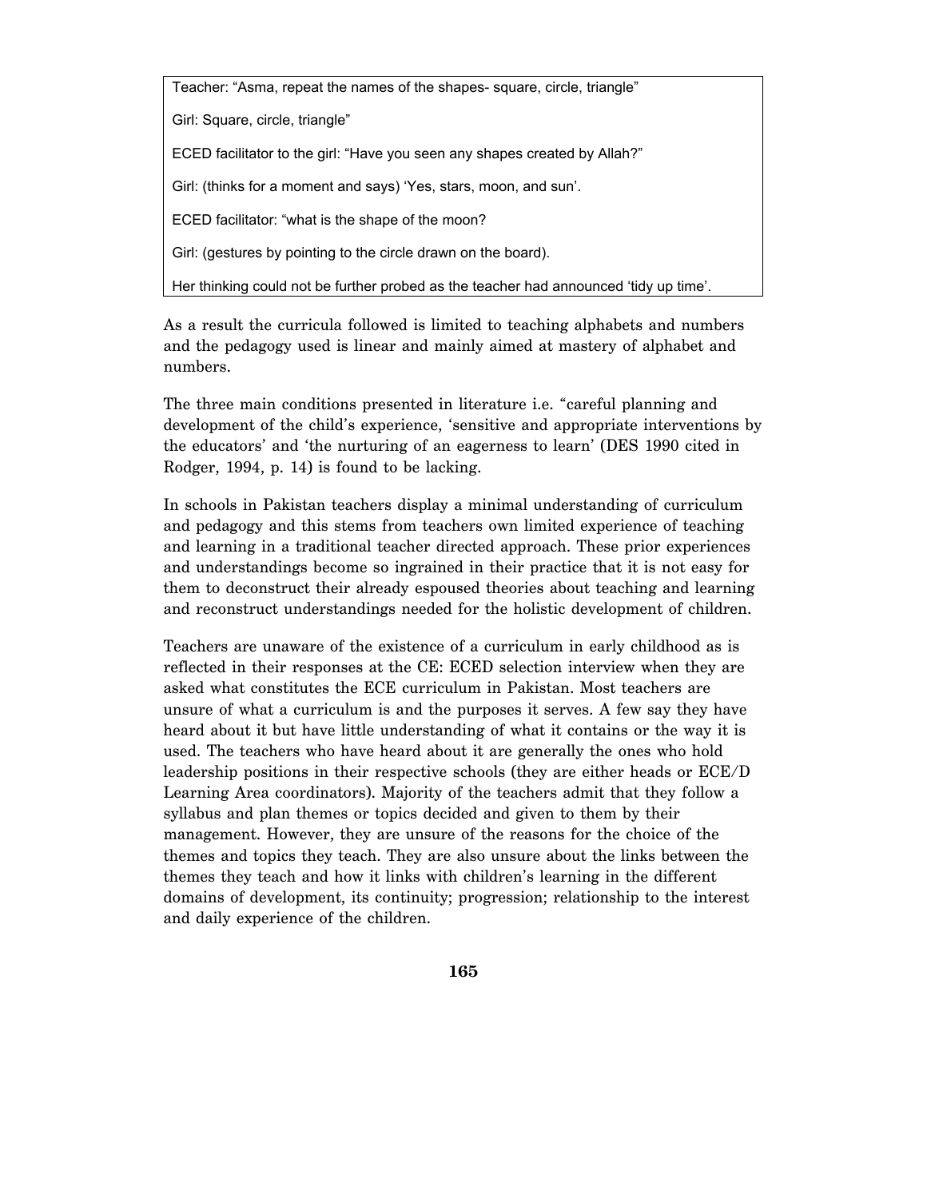Teacher: "Asma, repeat the names of the shapes- square, circle, triangle"

Girl: Square, circle, triangle"

ECED facilitator to the girl: "Have you seen any shapes created by Allah?"

Girl: (thinks for a moment and says) 'Yes, stars, moon, and sun'.

ECED facilitator: "what is the shape of the moon?

Girl: (gestures by pointing to the circle drawn on the board).

Her thinking could not be further probed as the teacher had announced 'tidy up time'.

As a result the curricula followed is limited to teaching alphabets and numbers and the pedagogy used is linear and mainly aimed at mastery of alphabet and numbers.

The three main conditions presented in literature i.e. "careful planning and development of the child's experience, 'sensitive and appropriate interventions by the educators' and 'the nurturing of an eagerness to learn' (DES 1990 cited in Rodger, 1994, p. 14) is found to be lacking.

In schools in Pakistan teachers display a minimal understanding of curriculum and pedagogy and this stems from teachers own limited experience of teaching and learning in a traditional teacher directed approach. These prior experiences and understandings become so ingrained in their practice that it is not easy for them to deconstruct their already espoused theories about teaching and learning and reconstruct understandings needed for the holistic development of children.

Teachers are unaware of the existence of a curriculum in early childhood as is reflected in their responses at the CE: ECED selection interview when they are asked what constitutes the ECE curriculum in Pakistan. Most teachers are unsure of what a curriculum is and the purposes it serves. A few say they have heard about it but have little understanding of what it contains or the way it is used. The teachers who have heard about it are generally the ones who hold leadership positions in their respective schools (they are either heads or ECE/D Learning Area coordinators). Majority of the teachers admit that they follow a syllabus and plan themes or topics decided and given to them by their management. However, they are unsure of the reasons for the choice of the themes and topics they teach. They are also unsure about the links between the themes they teach and how it links with children's learning in the different domains of development, its continuity; progression; relationship to the interest and daily experience of the children.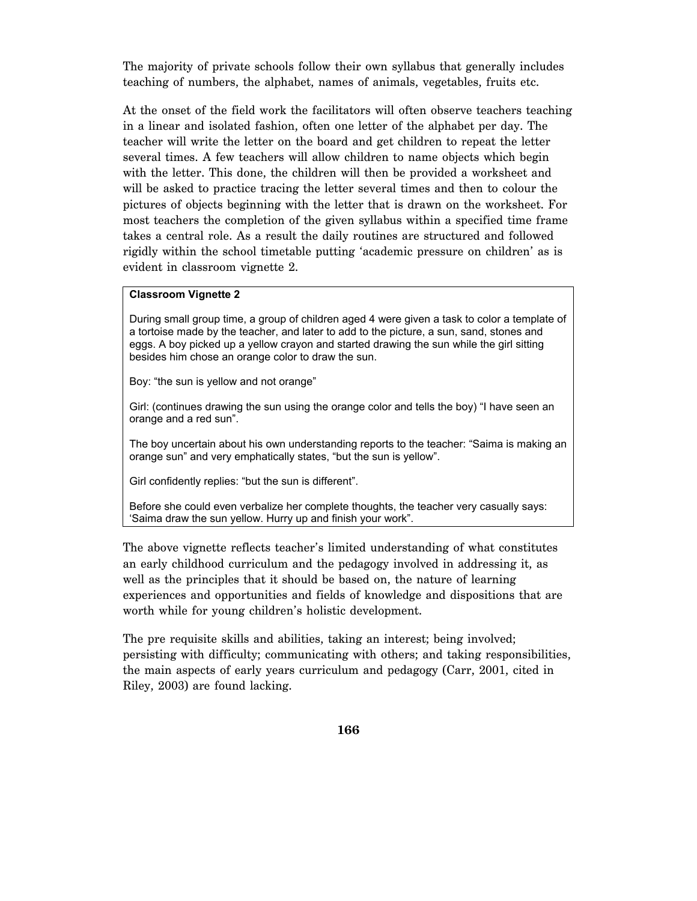The majority of private schools follow their own syllabus that generally includes teaching of numbers, the alphabet, names of animals, vegetables, fruits etc.

At the onset of the field work the facilitators will often observe teachers teaching in a linear and isolated fashion, often one letter of the alphabet per day. The teacher will write the letter on the board and get children to repeat the letter several times. A few teachers will allow children to name objects which begin with the letter. This done, the children will then be provided a worksheet and will be asked to practice tracing the letter several times and then to colour the pictures of objects beginning with the letter that is drawn on the worksheet. For most teachers the completion of the given syllabus within a specified time frame takes a central role. As a result the daily routines are structured and followed rigidly within the school timetable putting 'academic pressure on children' as is evident in classroom vignette 2.

> **Classroom Vignette 2**
>
> During small group time, a group of children aged 4 were given a task to color a template of a tortoise made by the teacher, and later to add to the picture, a sun, sand, stones and eggs. A boy picked up a yellow crayon and started drawing the sun while the girl sitting besides him chose an orange color to draw the sun.
>
> Boy: "the sun is yellow and not orange"
>
> Girl: (continues drawing the sun using the orange color and tells the boy) "I have seen an orange and a red sun".
>
> The boy uncertain about his own understanding reports to the teacher: "Saima is making an orange sun" and very emphatically states, "but the sun is yellow".
>
> Girl confidently replies: "but the sun is different".
>
> Before she could even verbalize her complete thoughts, the teacher very casually says: 'Saima draw the sun yellow. Hurry up and finish your work".

The above vignette reflects teacher's limited understanding of what constitutes an early childhood curriculum and the pedagogy involved in addressing it, as well as the principles that it should be based on, the nature of learning experiences and opportunities and fields of knowledge and dispositions that are worth while for young children's holistic development.

The pre requisite skills and abilities, taking an interest; being involved; persisting with difficulty; communicating with others; and taking responsibilities, the main aspects of early years curriculum and pedagogy (Carr, 2001, cited in Riley, 2003) are found lacking.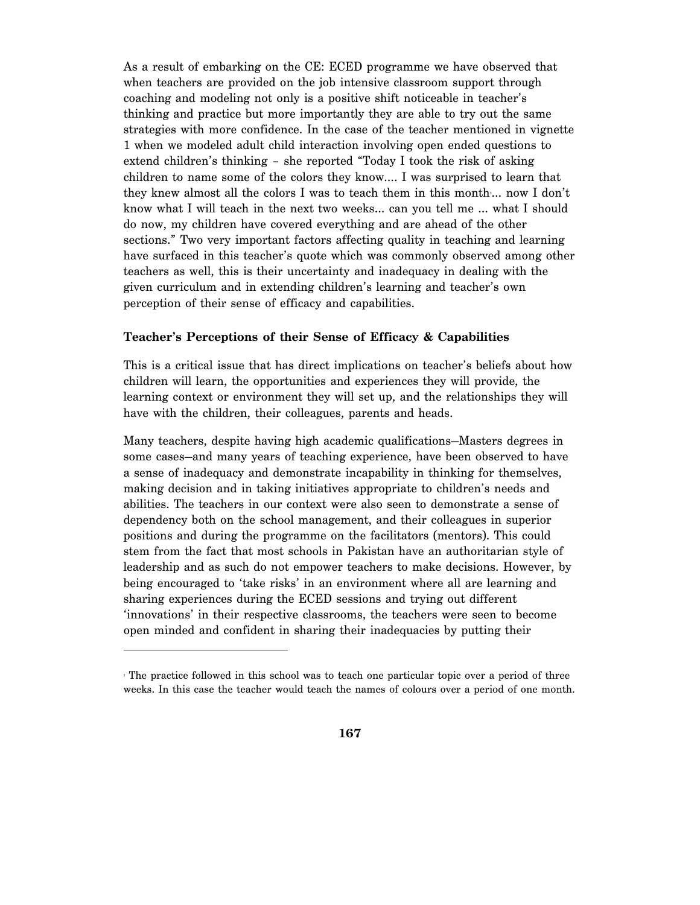As a result of embarking on the CE: ECED programme we have observed that when teachers are provided on the job intensive classroom support through coaching and modeling not only is a positive shift noticeable in teacher's thinking and practice but more importantly they are able to try out the same strategies with more confidence. In the case of the teacher mentioned in vignette 1 when we modeled adult child interaction involving open ended questions to extend children's thinking – she reported "Today I took the risk of asking children to name some of the colors they know.... I was surprised to learn that they knew almost all the colors I was to teach them in this month[1]... now I don't know what I will teach in the next two weeks... can you tell me ... what I should do now, my children have covered everything and are ahead of the other sections." Two very important factors affecting quality in teaching and learning have surfaced in this teacher's quote which was commonly observed among other teachers as well, this is their uncertainty and inadequacy in dealing with the given curriculum and in extending children's learning and teacher's own perception of their sense of efficacy and capabilities.

**Teacher's Perceptions of their Sense of Efficacy & Capabilities**

This is a critical issue that has direct implications on teacher's beliefs about how children will learn, the opportunities and experiences they will provide, the learning context or environment they will set up, and the relationships they will have with the children, their colleagues, parents and heads.

Many teachers, despite having high academic qualifications–Masters degrees in some cases–and many years of teaching experience, have been observed to have a sense of inadequacy and demonstrate incapability in thinking for themselves, making decision and in taking initiatives appropriate to children's needs and abilities. The teachers in our context were also seen to demonstrate a sense of dependency both on the school management, and their colleagues in superior positions and during the programme on the facilitators (mentors). This could stem from the fact that most schools in Pakistan have an authoritarian style of leadership and as such do not empower teachers to make decisions. However, by being encouraged to 'take risks' in an environment where all are learning and sharing experiences during the ECED sessions and trying out different 'innovations' in their respective classrooms, the teachers were seen to become open minded and confident in sharing their inadequacies by putting their

---

[1] The practice followed in this school was to teach one particular topic over a period of three weeks. In this case the teacher would teach the names of colours over a period of one month.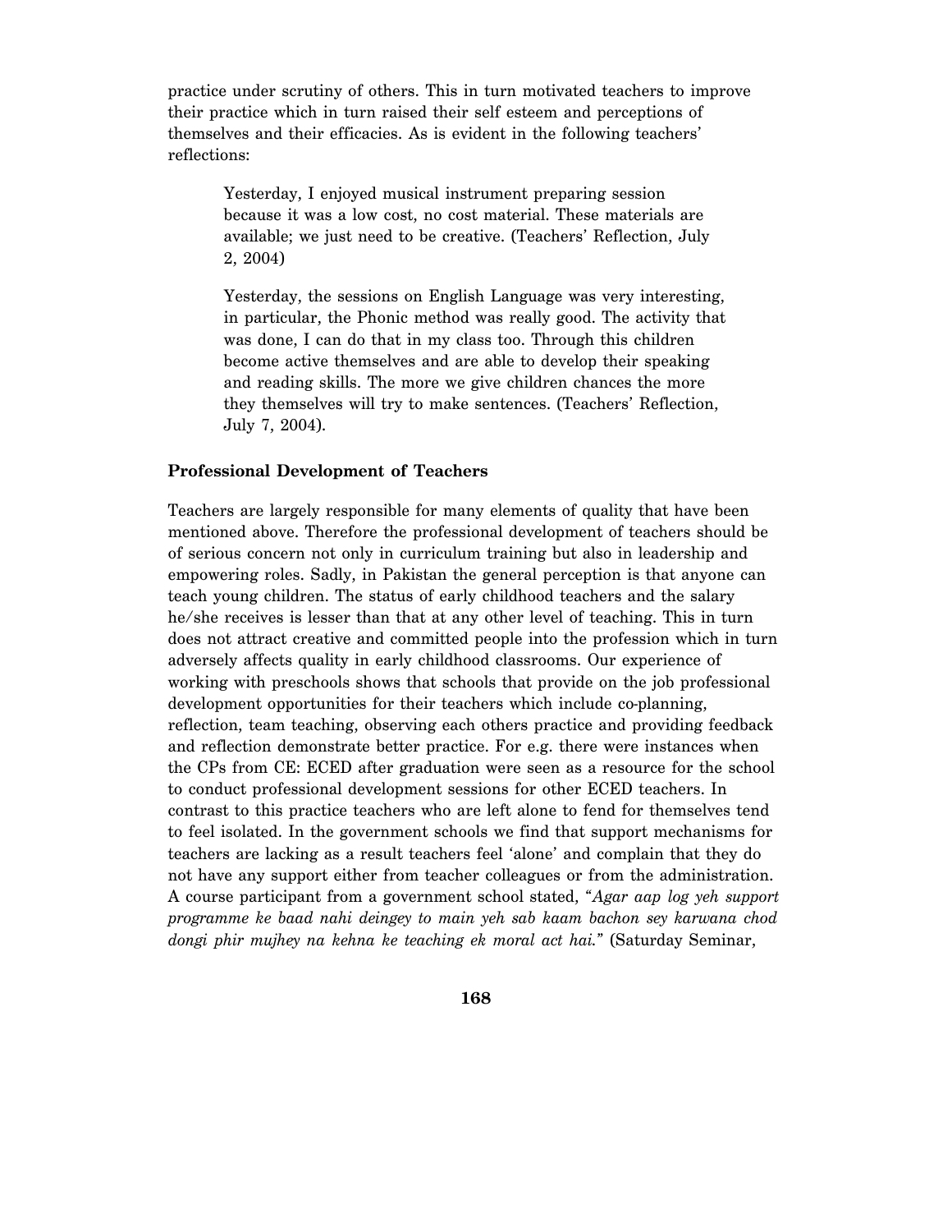practice under scrutiny of others. This in turn motivated teachers to improve their practice which in turn raised their self esteem and perceptions of themselves and their efficacies. As is evident in the following teachers' reflections:

> Yesterday, I enjoyed musical instrument preparing session because it was a low cost, no cost material. These materials are available; we just need to be creative. (Teachers' Reflection, July 2, 2004)

> Yesterday, the sessions on English Language was very interesting, in particular, the Phonic method was really good. The activity that was done, I can do that in my class too. Through this children become active themselves and are able to develop their speaking and reading skills. The more we give children chances the more they themselves will try to make sentences. (Teachers' Reflection, July 7, 2004).

### Professional Development of Teachers

Teachers are largely responsible for many elements of quality that have been mentioned above. Therefore the professional development of teachers should be of serious concern not only in curriculum training but also in leadership and empowering roles. Sadly, in Pakistan the general perception is that anyone can teach young children. The status of early childhood teachers and the salary he/she receives is lesser than that at any other level of teaching. This in turn does not attract creative and committed people into the profession which in turn adversely affects quality in early childhood classrooms. Our experience of working with preschools shows that schools that provide on the job professional development opportunities for their teachers which include co-planning, reflection, team teaching, observing each others practice and providing feedback and reflection demonstrate better practice. For e.g. there were instances when the CPs from CE: ECED after graduation were seen as a resource for the school to conduct professional development sessions for other ECED teachers. In contrast to this practice teachers who are left alone to fend for themselves tend to feel isolated. In the government schools we find that support mechanisms for teachers are lacking as a result teachers feel 'alone' and complain that they do not have any support either from teacher colleagues or from the administration. A course participant from a government school stated, "*Agar aap log yeh support programme ke baad nahi deingey to main yeh sab kaam bachon sey karwana chod dongi phir mujhey na kehna ke teaching ek moral act hai.*" (Saturday Seminar,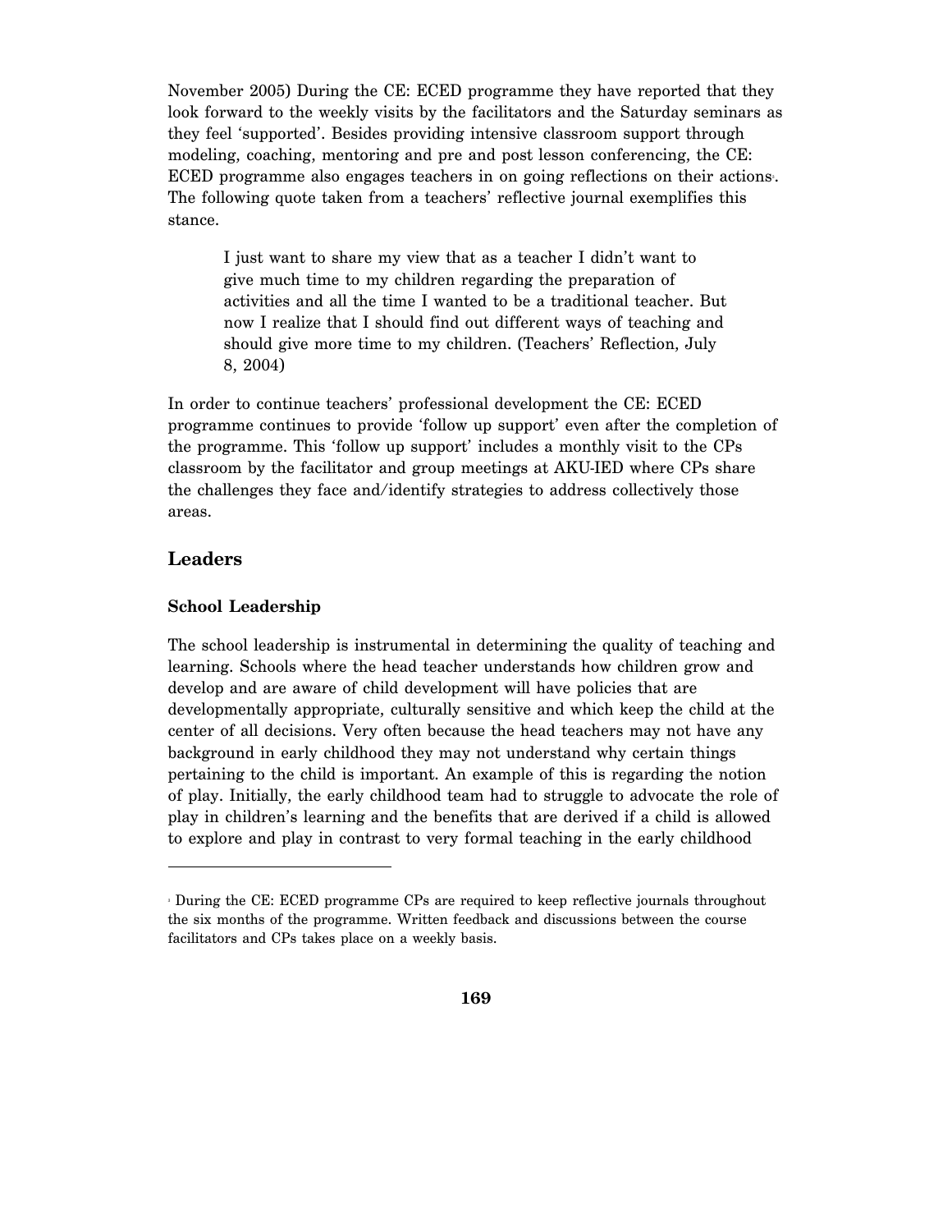November 2005) During the CE: ECED programme they have reported that they look forward to the weekly visits by the facilitators and the Saturday seminars as they feel 'supported'. Besides providing intensive classroom support through modeling, coaching, mentoring and pre and post lesson conferencing, the CE: ECED programme also engages teachers in on going reflections on their actions[4]. The following quote taken from a teachers' reflective journal exemplifies this stance.

> I just want to share my view that as a teacher I didn't want to give much time to my children regarding the preparation of activities and all the time I wanted to be a traditional teacher. But now I realize that I should find out different ways of teaching and should give more time to my children. (Teachers' Reflection, July 8, 2004)

In order to continue teachers' professional development the CE: ECED programme continues to provide 'follow up support' even after the completion of the programme. This 'follow up support' includes a monthly visit to the CPs classroom by the facilitator and group meetings at AKU-IED where CPs share the challenges they face and/identify strategies to address collectively those areas.

## Leaders

### School Leadership

The school leadership is instrumental in determining the quality of teaching and learning. Schools where the head teacher understands how children grow and develop and are aware of child development will have policies that are developmentally appropriate, culturally sensitive and which keep the child at the center of all decisions. Very often because the head teachers may not have any background in early childhood they may not understand why certain things pertaining to the child is important. An example of this is regarding the notion of play. Initially, the early childhood team had to struggle to advocate the role of play in children's learning and the benefits that are derived if a child is allowed to explore and play in contrast to very formal teaching in the early childhood

---

[4] During the CE: ECED programme CPs are required to keep reflective journals throughout the six months of the programme. Written feedback and discussions between the course facilitators and CPs takes place on a weekly basis.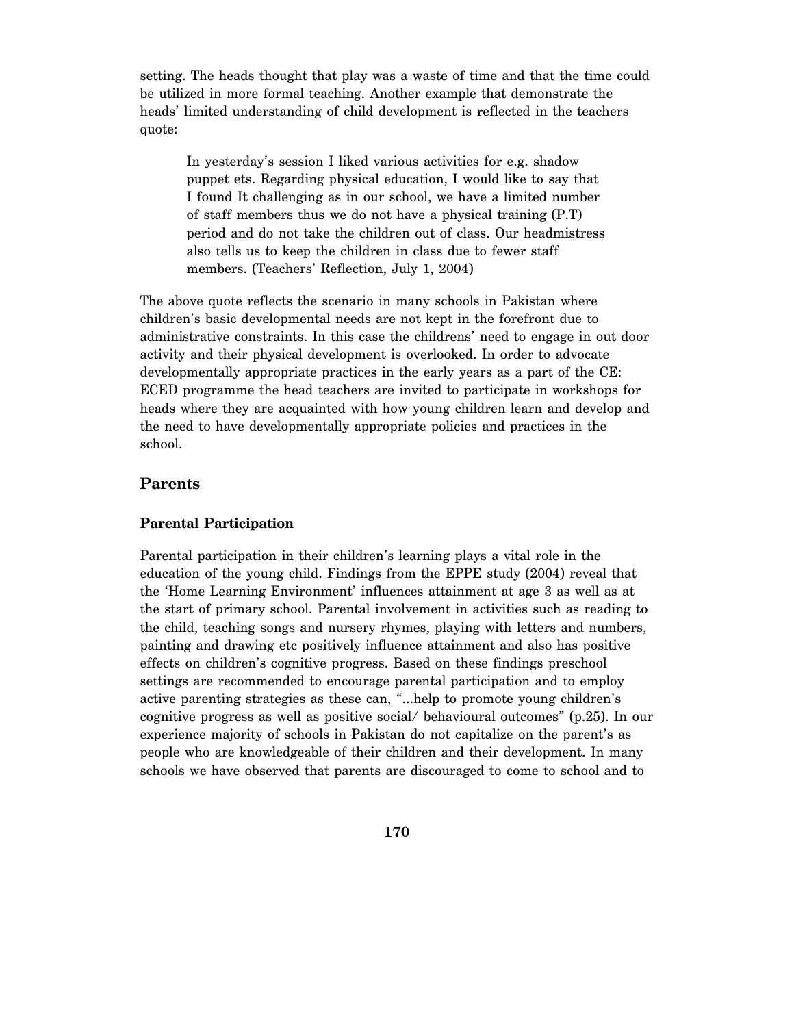setting. The heads thought that play was a waste of time and that the time could be utilized in more formal teaching. Another example that demonstrate the heads' limited understanding of child development is reflected in the teachers quote:

> In yesterday's session I liked various activities for e.g. shadow puppet ets. Regarding physical education, I would like to say that I found It challenging as in our school, we have a limited number of staff members thus we do not have a physical training (P.T) period and do not take the children out of class. Our headmistress also tells us to keep the children in class due to fewer staff members. (Teachers' Reflection, July 1, 2004)

The above quote reflects the scenario in many schools in Pakistan where children's basic developmental needs are not kept in the forefront due to administrative constraints. In this case the childrens' need to engage in out door activity and their physical development is overlooked. In order to advocate developmentally appropriate practices in the early years as a part of the CE: ECED programme the head teachers are invited to participate in workshops for heads where they are acquainted with how young children learn and develop and the need to have developmentally appropriate policies and practices in the school.

## Parents

### Parental Participation

Parental participation in their children's learning plays a vital role in the education of the young child. Findings from the EPPE study (2004) reveal that the 'Home Learning Environment' influences attainment at age 3 as well as at the start of primary school. Parental involvement in activities such as reading to the child, teaching songs and nursery rhymes, playing with letters and numbers, painting and drawing etc positively influence attainment and also has positive effects on children's cognitive progress. Based on these findings preschool settings are recommended to encourage parental participation and to employ active parenting strategies as these can, "...help to promote young children's cognitive progress as well as positive social/ behavioural outcomes" (p.25). In our experience majority of schools in Pakistan do not capitalize on the parent's as people who are knowledgeable of their children and their development. In many schools we have observed that parents are discouraged to come to school and to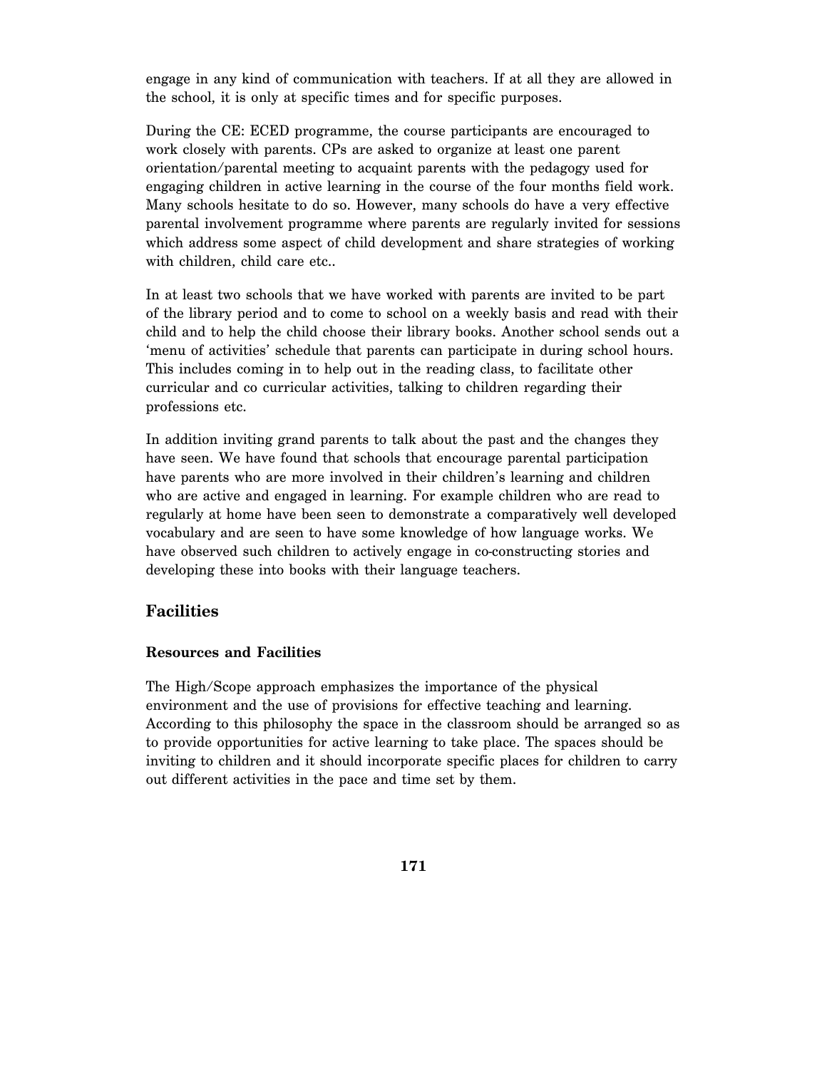engage in any kind of communication with teachers. If at all they are allowed in the school, it is only at specific times and for specific purposes.

During the CE: ECED programme, the course participants are encouraged to work closely with parents. CPs are asked to organize at least one parent orientation/parental meeting to acquaint parents with the pedagogy used for engaging children in active learning in the course of the four months field work. Many schools hesitate to do so. However, many schools do have a very effective parental involvement programme where parents are regularly invited for sessions which address some aspect of child development and share strategies of working with children, child care etc..

In at least two schools that we have worked with parents are invited to be part of the library period and to come to school on a weekly basis and read with their child and to help the child choose their library books. Another school sends out a 'menu of activities' schedule that parents can participate in during school hours. This includes coming in to help out in the reading class, to facilitate other curricular and co curricular activities, talking to children regarding their professions etc.

In addition inviting grand parents to talk about the past and the changes they have seen. We have found that schools that encourage parental participation have parents who are more involved in their children's learning and children who are active and engaged in learning. For example children who are read to regularly at home have been seen to demonstrate a comparatively well developed vocabulary and are seen to have some knowledge of how language works. We have observed such children to actively engage in co-constructing stories and developing these into books with their language teachers.

## Facilities

### Resources and Facilities

The High/Scope approach emphasizes the importance of the physical environment and the use of provisions for effective teaching and learning. According to this philosophy the space in the classroom should be arranged so as to provide opportunities for active learning to take place. The spaces should be inviting to children and it should incorporate specific places for children to carry out different activities in the pace and time set by them.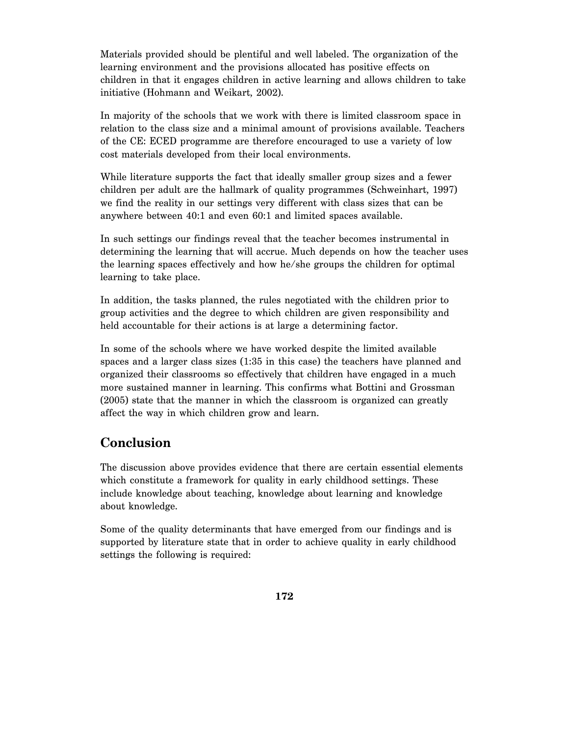Materials provided should be plentiful and well labeled. The organization of the learning environment and the provisions allocated has positive effects on children in that it engages children in active learning and allows children to take initiative (Hohmann and Weikart, 2002).

In majority of the schools that we work with there is limited classroom space in relation to the class size and a minimal amount of provisions available. Teachers of the CE: ECED programme are therefore encouraged to use a variety of low cost materials developed from their local environments.

While literature supports the fact that ideally smaller group sizes and a fewer children per adult are the hallmark of quality programmes (Schweinhart, 1997) we find the reality in our settings very different with class sizes that can be anywhere between 40:1 and even 60:1 and limited spaces available.

In such settings our findings reveal that the teacher becomes instrumental in determining the learning that will accrue. Much depends on how the teacher uses the learning spaces effectively and how he/she groups the children for optimal learning to take place.

In addition, the tasks planned, the rules negotiated with the children prior to group activities and the degree to which children are given responsibility and held accountable for their actions is at large a determining factor.

In some of the schools where we have worked despite the limited available spaces and a larger class sizes (1:35 in this case) the teachers have planned and organized their classrooms so effectively that children have engaged in a much more sustained manner in learning. This confirms what Bottini and Grossman (2005) state that the manner in which the classroom is organized can greatly affect the way in which children grow and learn.

## Conclusion

The discussion above provides evidence that there are certain essential elements which constitute a framework for quality in early childhood settings. These include knowledge about teaching, knowledge about learning and knowledge about knowledge.

Some of the quality determinants that have emerged from our findings and is supported by literature state that in order to achieve quality in early childhood settings the following is required: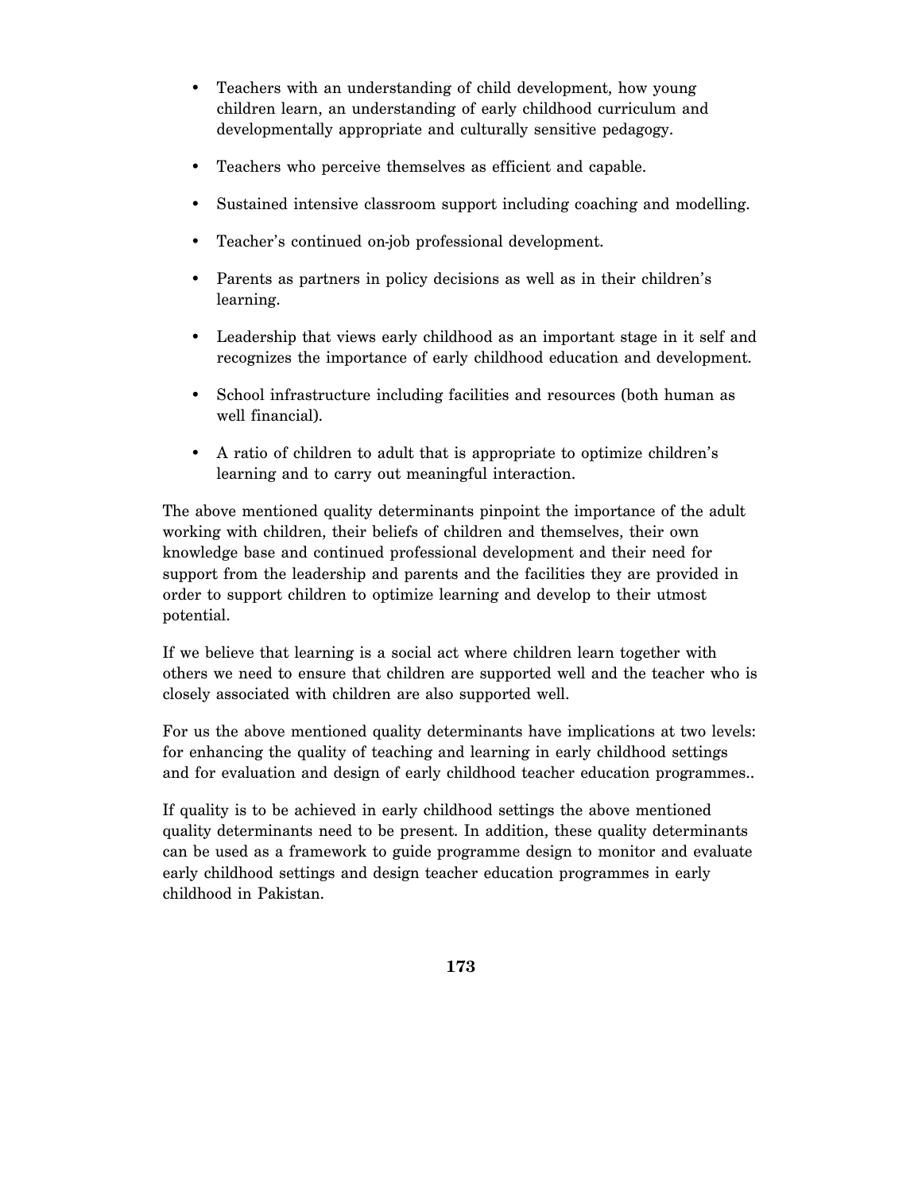- Teachers with an understanding of child development, how young children learn, an understanding of early childhood curriculum and developmentally appropriate and culturally sensitive pedagogy.

- Teachers who perceive themselves as efficient and capable.

- Sustained intensive classroom support including coaching and modelling.

- Teacher's continued on-job professional development.

- Parents as partners in policy decisions as well as in their children's learning.

- Leadership that views early childhood as an important stage in it self and recognizes the importance of early childhood education and development.

- School infrastructure including facilities and resources (both human as well financial).

- A ratio of children to adult that is appropriate to optimize children's learning and to carry out meaningful interaction.

The above mentioned quality determinants pinpoint the importance of the adult working with children, their beliefs of children and themselves, their own knowledge base and continued professional development and their need for support from the leadership and parents and the facilities they are provided in order to support children to optimize learning and develop to their utmost potential.

If we believe that learning is a social act where children learn together with others we need to ensure that children are supported well and the teacher who is closely associated with children are also supported well.

For us the above mentioned quality determinants have implications at two levels: for enhancing the quality of teaching and learning in early childhood settings and for evaluation and design of early childhood teacher education programmes..

If quality is to be achieved in early childhood settings the above mentioned quality determinants need to be present. In addition, these quality determinants can be used as a framework to guide programme design to monitor and evaluate early childhood settings and design teacher education programmes in early childhood in Pakistan.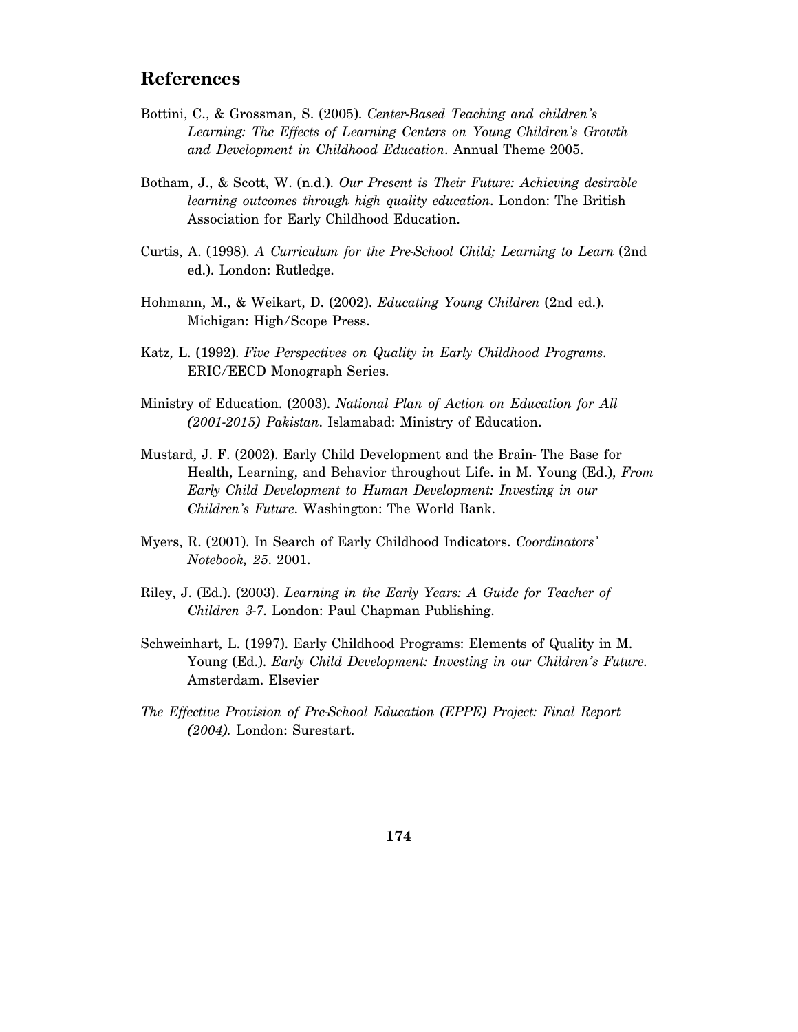## References

Bottini, C., & Grossman, S. (2005). *Center-Based Teaching and children's Learning: The Effects of Learning Centers on Young Children's Growth and Development in Childhood Education*. Annual Theme 2005.

Botham, J., & Scott, W. (n.d.). *Our Present is Their Future: Achieving desirable learning outcomes through high quality education*. London: The British Association for Early Childhood Education.

Curtis, A. (1998). *A Curriculum for the Pre-School Child; Learning to Learn* (2nd ed.). London: Rutledge.

Hohmann, M., & Weikart, D. (2002). *Educating Young Children* (2nd ed.). Michigan: High/Scope Press.

Katz, L. (1992). *Five Perspectives on Quality in Early Childhood Programs*. ERIC/EECD Monograph Series.

Ministry of Education. (2003). *National Plan of Action on Education for All (2001-2015) Pakistan*. Islamabad: Ministry of Education.

Mustard, J. F. (2002). Early Child Development and the Brain- The Base for Health, Learning, and Behavior throughout Life. in M. Young (Ed.), *From Early Child Development to Human Development: Investing in our Children's Future*. Washington: The World Bank.

Myers, R. (2001). In Search of Early Childhood Indicators. *Coordinators' Notebook, 25*. 2001.

Riley, J. (Ed.). (2003). *Learning in the Early Years: A Guide for Teacher of Children 3-7*. London: Paul Chapman Publishing.

Schweinhart, L. (1997). Early Childhood Programs: Elements of Quality in M. Young (Ed.). *Early Child Development: Investing in our Children's Future*. Amsterdam. Elsevier

*The Effective Provision of Pre-School Education (EPPE) Project: Final Report (2004).* London: Surestart.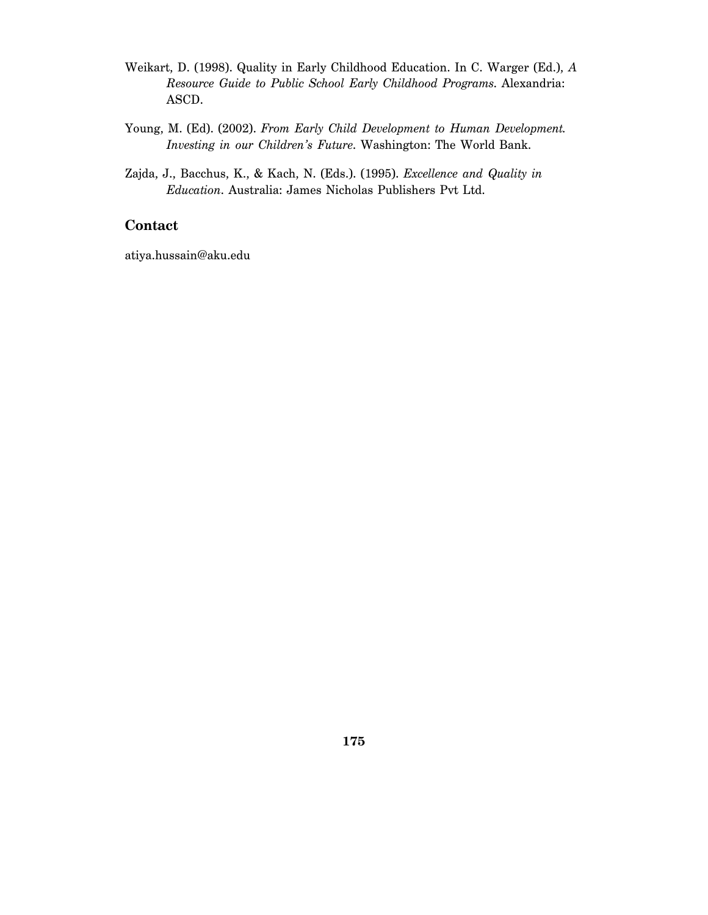Weikart, D. (1998). Quality in Early Childhood Education. In C. Warger (Ed.), *A Resource Guide to Public School Early Childhood Programs*. Alexandria: ASCD.

Young, M. (Ed). (2002). *From Early Child Development to Human Development. Investing in our Children's Future*. Washington: The World Bank.

Zajda, J., Bacchus, K., & Kach, N. (Eds.). (1995). *Excellence and Quality in Education*. Australia: James Nicholas Publishers Pvt Ltd.

## Contact

atiya.hussain@aku.edu